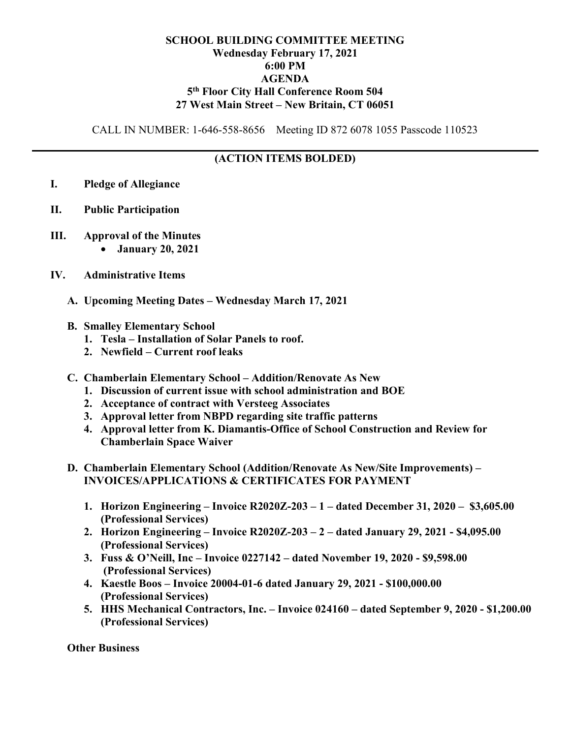# SCHOOL BUILDING COMMITTEE MEETING
## Wednesday February 17, 2021
## 6:00 PM
## AGENDA
## 5th Floor City Hall Conference Room 504
## 27 West Main Street – New Britain, CT 06051

CALL IN NUMBER: 1-646-558-8656 Meeting ID 872 6078 1055 Passcode 110523

---

**(ACTION ITEMS BOLDED)**

**I. Pledge of Allegiance**

**II. Public Participation**

**III. Approval of the Minutes**
- **January 20, 2021**

**IV. Administrative Items**

**A. Upcoming Meeting Dates – Wednesday March 17, 2021**

**B. Smalley Elementary School**
1. **Tesla – Installation of Solar Panels to roof.**
2. **Newfield – Current roof leaks**

**C. Chamberlain Elementary School – Addition/Renovate As New**
1. **Discussion of current issue with school administration and BOE**
2. **Acceptance of contract with Versteeg Associates**
3. **Approval letter from NBPD regarding site traffic patterns**
4. **Approval letter from K. Diamantis-Office of School Construction and Review for Chamberlain Space Waiver**

**D. Chamberlain Elementary School (Addition/Renovate As New/Site Improvements) – INVOICES/APPLICATIONS & CERTIFICATES FOR PAYMENT**

1. **Horizon Engineering – Invoice R2020Z-203 – 1 – dated December 31, 2020 – $3,605.00 (Professional Services)**
2. **Horizon Engineering – Invoice R2020Z-203 – 2 – dated January 29, 2021 - $4,095.00 (Professional Services)**
3. **Fuss & O'Neill, Inc – Invoice 0227142 – dated November 19, 2020 - $9,598.00 (Professional Services)**
4. **Kaestle Boos – Invoice 20004-01-6 dated January 29, 2021 - $100,000.00 (Professional Services)**
5. **HHS Mechanical Contractors, Inc. – Invoice 024160 – dated September 9, 2020 - $1,200.00 (Professional Services)**

**Other Business**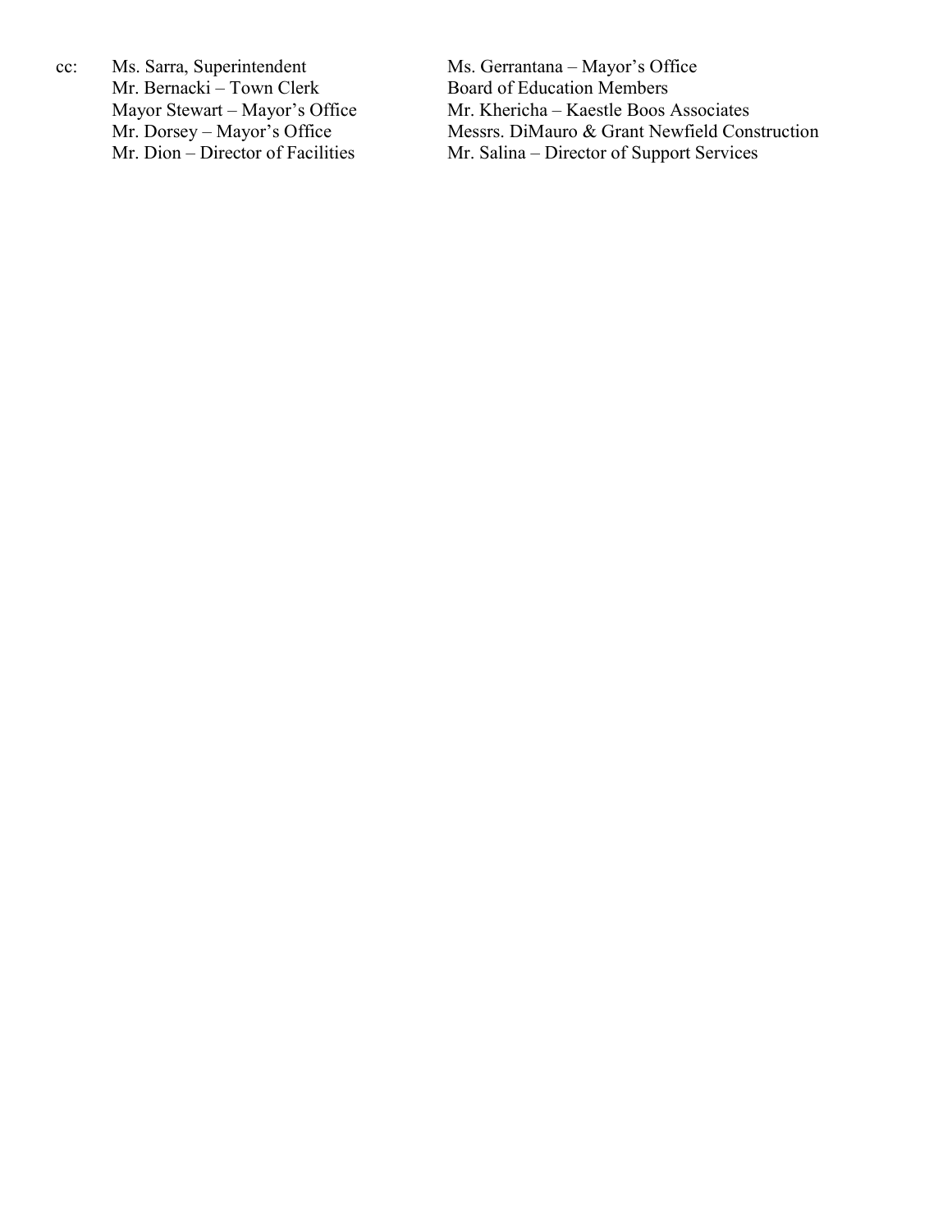cc:

Ms. Sarra, Superintendent
Mr. Bernacki – Town Clerk
Mayor Stewart – Mayor's Office
Mr. Dorsey – Mayor's Office
Mr. Dion – Director of Facilities
Ms. Gerrantana – Mayor's Office
Board of Education Members
Mr. Khericha – Kaestle Boos Associates
Messrs. DiMauro & Grant Newfield Construction
Mr. Salina – Director of Support Services